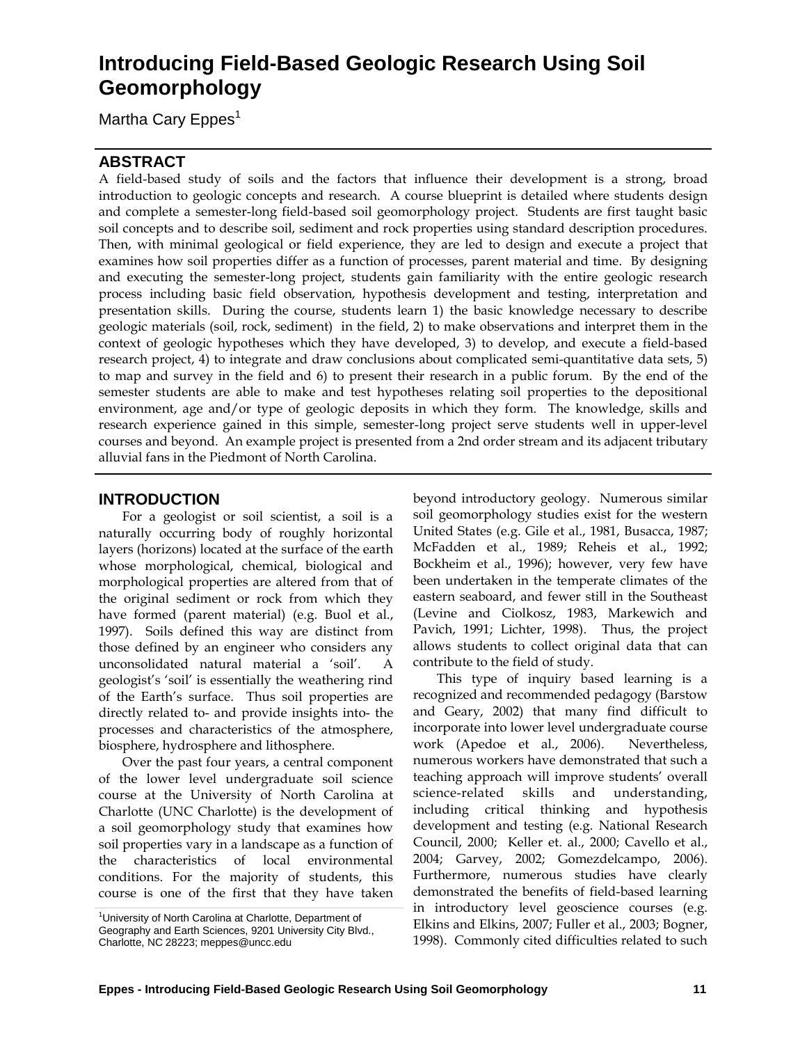# Introducing Field-Based Geologic Research Using Soil Geomorphology

Martha Cary Eppes[1]

## ABSTRACT

A field-based study of soils and the factors that influence their development is a strong, broad introduction to geologic concepts and research. A course blueprint is detailed where students design and complete a semester-long field-based soil geomorphology project. Students are first taught basic soil concepts and to describe soil, sediment and rock properties using standard description procedures. Then, with minimal geological or field experience, they are led to design and execute a project that examines how soil properties differ as a function of processes, parent material and time. By designing and executing the semester-long project, students gain familiarity with the entire geologic research process including basic field observation, hypothesis development and testing, interpretation and presentation skills. During the course, students learn 1) the basic knowledge necessary to describe geologic materials (soil, rock, sediment) in the field, 2) to make observations and interpret them in the context of geologic hypotheses which they have developed, 3) to develop, and execute a field-based research project, 4) to integrate and draw conclusions about complicated semi-quantitative data sets, 5) to map and survey in the field and 6) to present their research in a public forum. By the end of the semester students are able to make and test hypotheses relating soil properties to the depositional environment, age and/or type of geologic deposits in which they form. The knowledge, skills and research experience gained in this simple, semester-long project serve students well in upper-level courses and beyond. An example project is presented from a 2nd order stream and its adjacent tributary alluvial fans in the Piedmont of North Carolina.

## INTRODUCTION

For a geologist or soil scientist, a soil is a naturally occurring body of roughly horizontal layers (horizons) located at the surface of the earth whose morphological, chemical, biological and morphological properties are altered from that of the original sediment or rock from which they have formed (parent material) (e.g. Buol et al., 1997). Soils defined this way are distinct from those defined by an engineer who considers any unconsolidated natural material a 'soil'. A geologist's 'soil' is essentially the weathering rind of the Earth's surface. Thus soil properties are directly related to- and provide insights into- the processes and characteristics of the atmosphere, biosphere, hydrosphere and lithosphere.

Over the past four years, a central component of the lower level undergraduate soil science course at the University of North Carolina at Charlotte (UNC Charlotte) is the development of a soil geomorphology study that examines how soil properties vary in a landscape as a function of the characteristics of local environmental conditions. For the majority of students, this course is one of the first that they have taken beyond introductory geology. Numerous similar soil geomorphology studies exist for the western United States (e.g. Gile et al., 1981, Busacca, 1987; McFadden et al., 1989; Reheis et al., 1992; Bockheim et al., 1996); however, very few have been undertaken in the temperate climates of the eastern seaboard, and fewer still in the Southeast (Levine and Ciolkosz, 1983, Markewich and Pavich, 1991; Lichter, 1998). Thus, the project allows students to collect original data that can contribute to the field of study.

This type of inquiry based learning is a recognized and recommended pedagogy (Barstow and Geary, 2002) that many find difficult to incorporate into lower level undergraduate course work (Apedoe et al., 2006). Nevertheless, numerous workers have demonstrated that such a teaching approach will improve students' overall science-related skills and understanding, including critical thinking and hypothesis development and testing (e.g. National Research Council, 2000; Keller et. al., 2000; Cavello et al., 2004; Garvey, 2002; Gomezdelcampo, 2006). Furthermore, numerous studies have clearly demonstrated the benefits of field-based learning in introductory level geoscience courses (e.g. Elkins and Elkins, 2007; Fuller et al., 2003; Bogner, 1998). Commonly cited difficulties related to such

[1]University of North Carolina at Charlotte, Department of Geography and Earth Sciences, 9201 University City Blvd., Charlotte, NC 28223; meppes@uncc.edu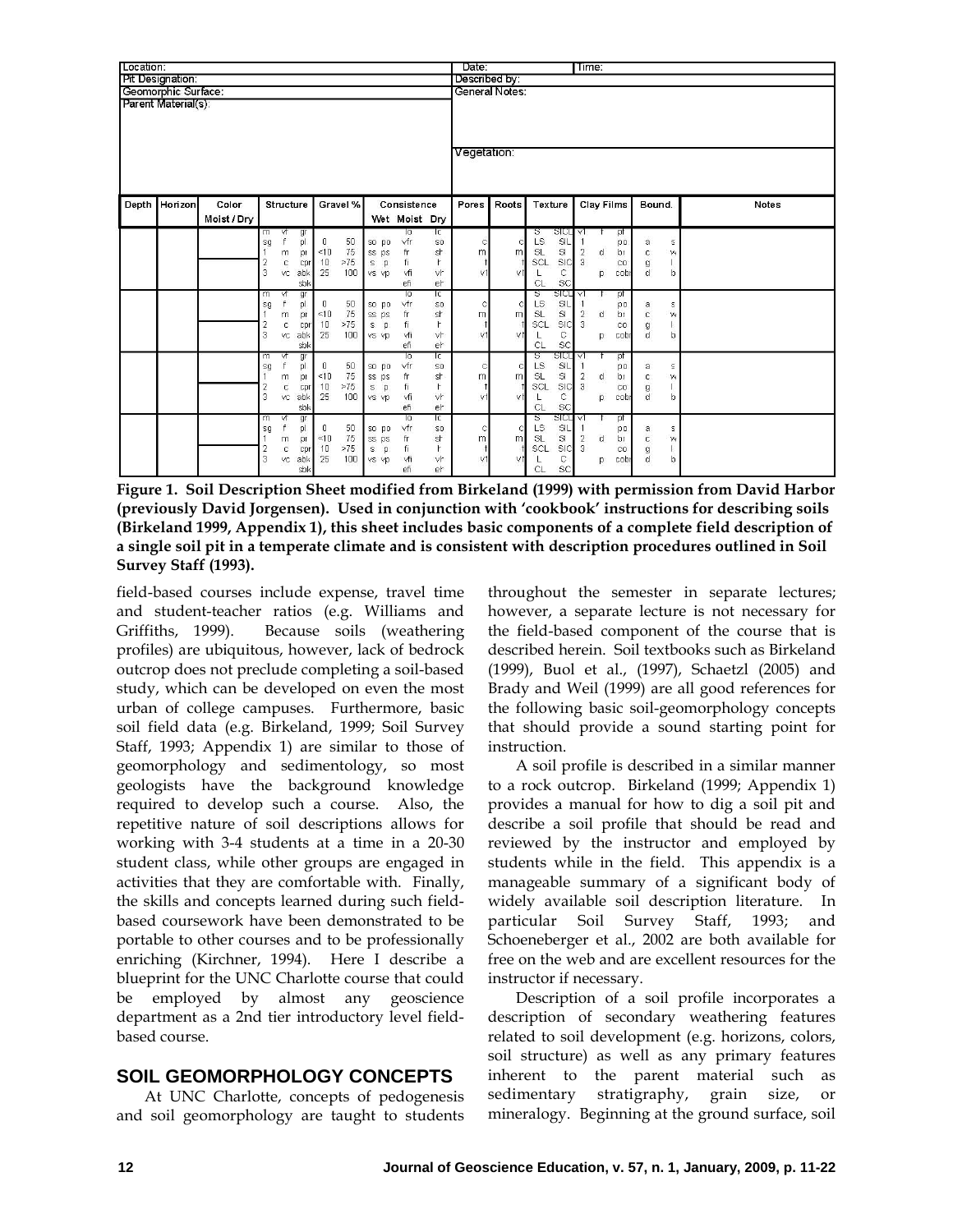| Location: | | | | | | | | | | Date: | | | Time: | |
|---|---|---|---|---|---|---|---|---|---|---|---|---|---|---|
| Pit Designation: | | | | | | | | | | Described by: | | | | |
| Geomorphic Surface: | | | | | | | | | | General Notes: | | | | |
| Parent Material(s): | | | | | | | | | | | | | | |
| | | | | | | | | | | Vegetation: | | | | |

| Depth | Horizon | Color Moist / Dry | Structure | Gravel % | Consistence Wet Moist Dry | Pores | Roots | Texture | Clay Films | Bound. | Notes |
|---|---|---|---|---|---|---|---|---|---|---|---|
| | | | m vf gr / sg f pl / 1 m pr / 2 c cpr / 3 vc abk / sbk | 0 50 / <10 75 / 10 >75 / 25 100 | lo lc / so po vfr so / ss ps fr sh / s p fi h / vs vp vfi vh / efi eh | c / m / t / vf | c / m / t / vf | S SICL / LS SIL / SL SI / SCL SIC / L C / CL SC | vf f pf / 1 po / 2 d br / 3 co / p cobr | a s / c w / g i / d b | |
| | | | m vf gr / sg f pl / 1 m pr / 2 c cpr / 3 vc abk / sbk | 0 50 / <10 75 / 10 >75 / 25 100 | lo lc / so po vfr so / ss ps fr sh / s p fi h / vs vp vfi vh / efi eh | c / m / t / vf | c / m / t / vf | S SICL / LS SIL / SL SI / SCL SIC / L C / CL SC | vf f pf / 1 po / 2 d br / 3 co / p cobr | a s / c w / g i / d b | |
| | | | m vf gr / sg f pl / 1 m pr / 2 c cpr / 3 vc abk / sbk | 0 50 / <10 75 / 10 >75 / 25 100 | lo lc / so po vfr so / ss ps fr sh / s p fi h / vs vp vfi vh / efi eh | c / m / t / vf | c / m / t / vf | S SICL / LS SIL / SL SI / SCL SIC / L C / CL SC | vf f pf / 1 po / 2 d br / 3 co / p cobr | a s / c w / g i / d b | |
| | | | m vf gr / sg f pl / 1 m pr / 2 c cpr / 3 vc abk / sbk | 0 50 / <10 75 / 10 >75 / 25 100 | lo lc / so po vfr so / ss ps fr sh / s p fi h / vs vp vfi vh / efi eh | c / m / t / vf | c / m / t / vf | S SICL / LS SIL / SL SI / SCL SIC / L C / CL SC | vf f pf / 1 po / 2 d br / 3 co / p cobr | a s / c w / g i / d b | |

**Figure 1. Soil Description Sheet modified from Birkeland (1999) with permission from David Harbor (previously David Jorgensen). Used in conjunction with 'cookbook' instructions for describing soils (Birkeland 1999, Appendix 1), this sheet includes basic components of a complete field description of a single soil pit in a temperate climate and is consistent with description procedures outlined in Soil Survey Staff (1993).**

field-based courses include expense, travel time and student-teacher ratios (e.g. Williams and Griffiths, 1999). Because soils (weathering profiles) are ubiquitous, however, lack of bedrock outcrop does not preclude completing a soil-based study, which can be developed on even the most urban of college campuses. Furthermore, basic soil field data (e.g. Birkeland, 1999; Soil Survey Staff, 1993; Appendix 1) are similar to those of geomorphology and sedimentology, so most geologists have the background knowledge required to develop such a course. Also, the repetitive nature of soil descriptions allows for working with 3-4 students at a time in a 20-30 student class, while other groups are engaged in activities that they are comfortable with. Finally, the skills and concepts learned during such field-based coursework have been demonstrated to be portable to other courses and to be professionally enriching (Kirchner, 1994). Here I describe a blueprint for the UNC Charlotte course that could be employed by almost any geoscience department as a 2nd tier introductory level field-based course.

## SOIL GEOMORPHOLOGY CONCEPTS

At UNC Charlotte, concepts of pedogenesis and soil geomorphology are taught to students throughout the semester in separate lectures; however, a separate lecture is not necessary for the field-based component of the course that is described herein. Soil textbooks such as Birkeland (1999), Buol et al., (1997), Schaetzl (2005) and Brady and Weil (1999) are all good references for the following basic soil-geomorphology concepts that should provide a sound starting point for instruction.

A soil profile is described in a similar manner to a rock outcrop. Birkeland (1999; Appendix 1) provides a manual for how to dig a soil pit and describe a soil profile that should be read and reviewed by the instructor and employed by students while in the field. This appendix is a manageable summary of a significant body of widely available soil description literature. In particular Soil Survey Staff, 1993; and Schoeneberger et al., 2002 are both available for free on the web and are excellent resources for the instructor if necessary.

Description of a soil profile incorporates a description of secondary weathering features related to soil development (e.g. horizons, colors, soil structure) as well as any primary features inherent to the parent material such as sedimentary stratigraphy, grain size, or mineralogy. Beginning at the ground surface, soil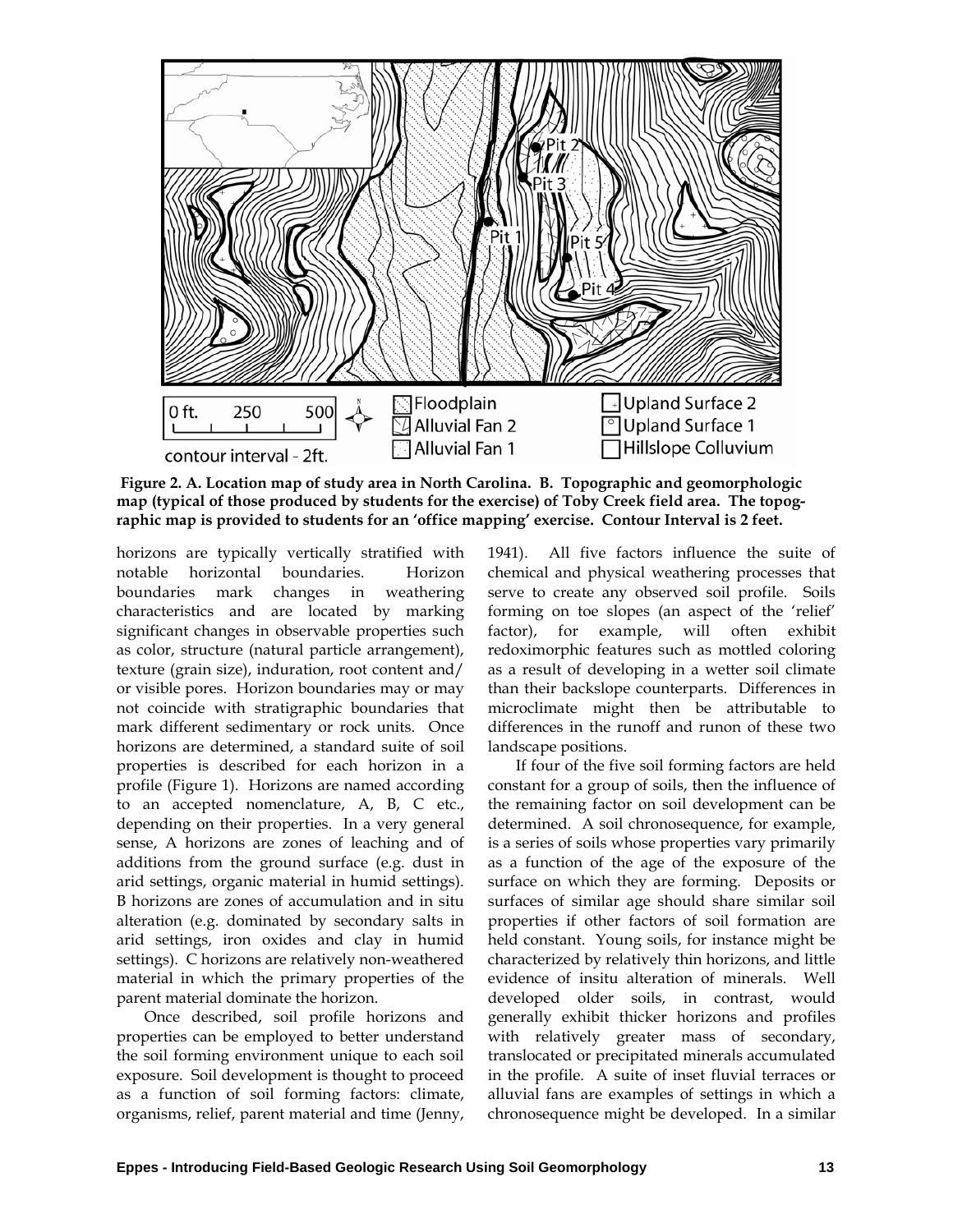**Figure 2. A. Location map of study area in North Carolina. B. Topographic and geomorphologic map (typical of those produced by students for the exercise) of Toby Creek field area. The topographic map is provided to students for an 'office mapping' exercise. Contour Interval is 2 feet.**

horizons are typically vertically stratified with notable horizontal boundaries. Horizon boundaries mark changes in weathering characteristics and are located by marking significant changes in observable properties such as color, structure (natural particle arrangement), texture (grain size), induration, root content and/ or visible pores. Horizon boundaries may or may not coincide with stratigraphic boundaries that mark different sedimentary or rock units. Once horizons are determined, a standard suite of soil properties is described for each horizon in a profile (Figure 1). Horizons are named according to an accepted nomenclature, A, B, C etc., depending on their properties. In a very general sense, A horizons are zones of leaching and of additions from the ground surface (e.g. dust in arid settings, organic material in humid settings). B horizons are zones of accumulation and in situ alteration (e.g. dominated by secondary salts in arid settings, iron oxides and clay in humid settings). C horizons are relatively non-weathered material in which the primary properties of the parent material dominate the horizon.

Once described, soil profile horizons and properties can be employed to better understand the soil forming environment unique to each soil exposure. Soil development is thought to proceed as a function of soil forming factors: climate, organisms, relief, parent material and time (Jenny, 1941). All five factors influence the suite of chemical and physical weathering processes that serve to create any observed soil profile. Soils forming on toe slopes (an aspect of the 'relief' factor), for example, will often exhibit redoximorphic features such as mottled coloring as a result of developing in a wetter soil climate than their backslope counterparts. Differences in microclimate might then be attributable to differences in the runoff and runon of these two landscape positions.

If four of the five soil forming factors are held constant for a group of soils, then the influence of the remaining factor on soil development can be determined. A soil chronosequence, for example, is a series of soils whose properties vary primarily as a function of the age of the exposure of the surface on which they are forming. Deposits or surfaces of similar age should share similar soil properties if other factors of soil formation are held constant. Young soils, for instance might be characterized by relatively thin horizons, and little evidence of insitu alteration of minerals. Well developed older soils, in contrast, would generally exhibit thicker horizons and profiles with relatively greater mass of secondary, translocated or precipitated minerals accumulated in the profile. A suite of inset fluvial terraces or alluvial fans are examples of settings in which a chronosequence might be developed. In a similar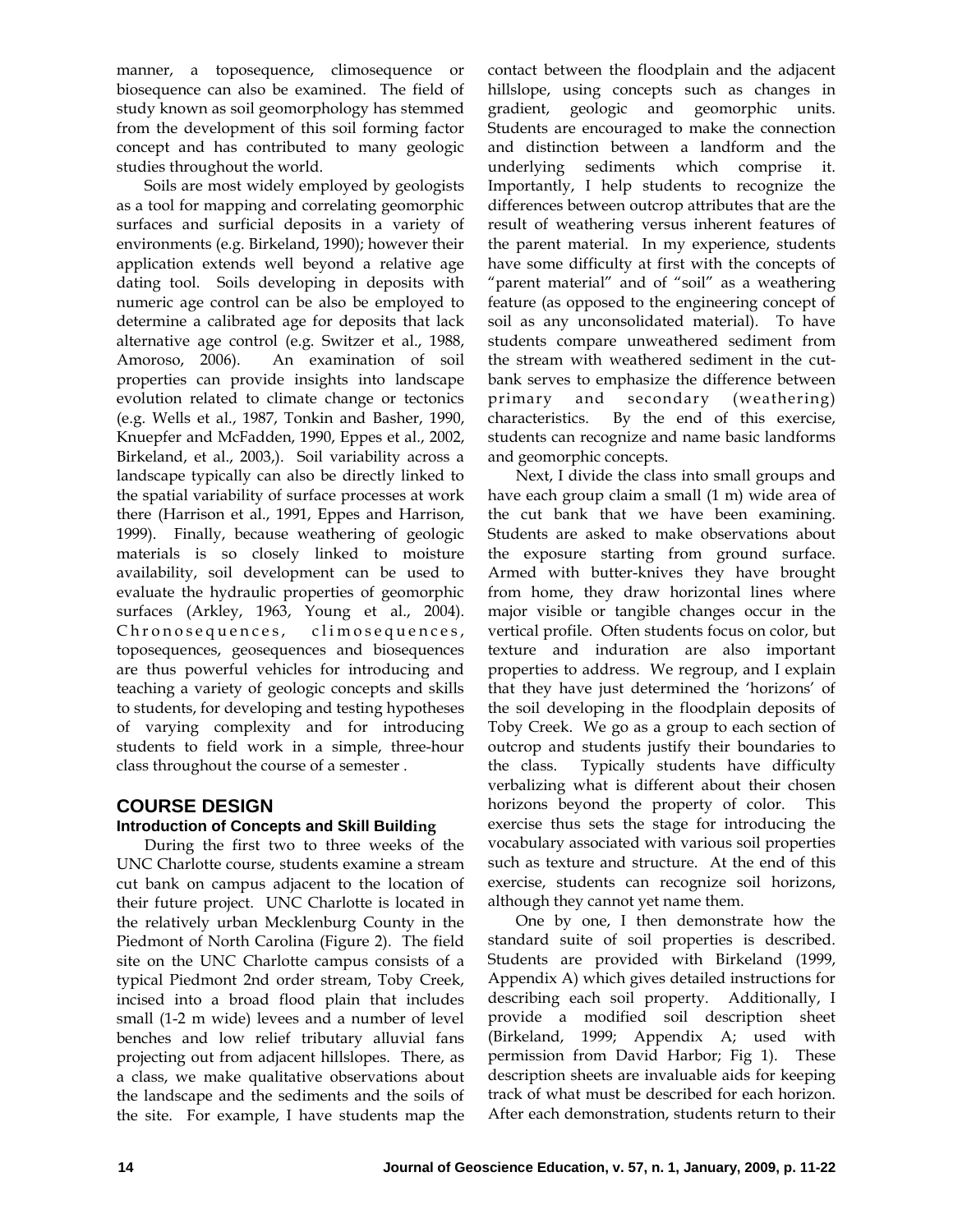manner, a toposequence, climosequence or biosequence can also be examined. The field of study known as soil geomorphology has stemmed from the development of this soil forming factor concept and has contributed to many geologic studies throughout the world.

Soils are most widely employed by geologists as a tool for mapping and correlating geomorphic surfaces and surficial deposits in a variety of environments (e.g. Birkeland, 1990); however their application extends well beyond a relative age dating tool. Soils developing in deposits with numeric age control can be also be employed to determine a calibrated age for deposits that lack alternative age control (e.g. Switzer et al., 1988, Amoroso, 2006). An examination of soil properties can provide insights into landscape evolution related to climate change or tectonics (e.g. Wells et al., 1987, Tonkin and Basher, 1990, Knuepfer and McFadden, 1990, Eppes et al., 2002, Birkeland, et al., 2003,). Soil variability across a landscape typically can also be directly linked to the spatial variability of surface processes at work there (Harrison et al., 1991, Eppes and Harrison, 1999). Finally, because weathering of geologic materials is so closely linked to moisture availability, soil development can be used to evaluate the hydraulic properties of geomorphic surfaces (Arkley, 1963, Young et al., 2004). Chronosequences, climosequences, toposequences, geosequences and biosequences are thus powerful vehicles for introducing and teaching a variety of geologic concepts and skills to students, for developing and testing hypotheses of varying complexity and for introducing students to field work in a simple, three-hour class throughout the course of a semester .

## COURSE DESIGN

### Introduction of Concepts and Skill Building

During the first two to three weeks of the UNC Charlotte course, students examine a stream cut bank on campus adjacent to the location of their future project. UNC Charlotte is located in the relatively urban Mecklenburg County in the Piedmont of North Carolina (Figure 2). The field site on the UNC Charlotte campus consists of a typical Piedmont 2nd order stream, Toby Creek, incised into a broad flood plain that includes small (1-2 m wide) levees and a number of level benches and low relief tributary alluvial fans projecting out from adjacent hillslopes. There, as a class, we make qualitative observations about the landscape and the sediments and the soils of the site. For example, I have students map the contact between the floodplain and the adjacent hillslope, using concepts such as changes in gradient, geologic and geomorphic units. Students are encouraged to make the connection and distinction between a landform and the underlying sediments which comprise it. Importantly, I help students to recognize the differences between outcrop attributes that are the result of weathering versus inherent features of the parent material. In my experience, students have some difficulty at first with the concepts of "parent material" and of "soil" as a weathering feature (as opposed to the engineering concept of soil as any unconsolidated material). To have students compare unweathered sediment from the stream with weathered sediment in the cut-bank serves to emphasize the difference between primary and secondary (weathering) characteristics. By the end of this exercise, students can recognize and name basic landforms and geomorphic concepts.

Next, I divide the class into small groups and have each group claim a small (1 m) wide area of the cut bank that we have been examining. Students are asked to make observations about the exposure starting from ground surface. Armed with butter-knives they have brought from home, they draw horizontal lines where major visible or tangible changes occur in the vertical profile. Often students focus on color, but texture and induration are also important properties to address. We regroup, and I explain that they have just determined the 'horizons' of the soil developing in the floodplain deposits of Toby Creek. We go as a group to each section of outcrop and students justify their boundaries to the class. Typically students have difficulty verbalizing what is different about their chosen horizons beyond the property of color. This exercise thus sets the stage for introducing the vocabulary associated with various soil properties such as texture and structure. At the end of this exercise, students can recognize soil horizons, although they cannot yet name them.

One by one, I then demonstrate how the standard suite of soil properties is described. Students are provided with Birkeland (1999, Appendix A) which gives detailed instructions for describing each soil property. Additionally, I provide a modified soil description sheet (Birkeland, 1999; Appendix A; used with permission from David Harbor; Fig 1). These description sheets are invaluable aids for keeping track of what must be described for each horizon. After each demonstration, students return to their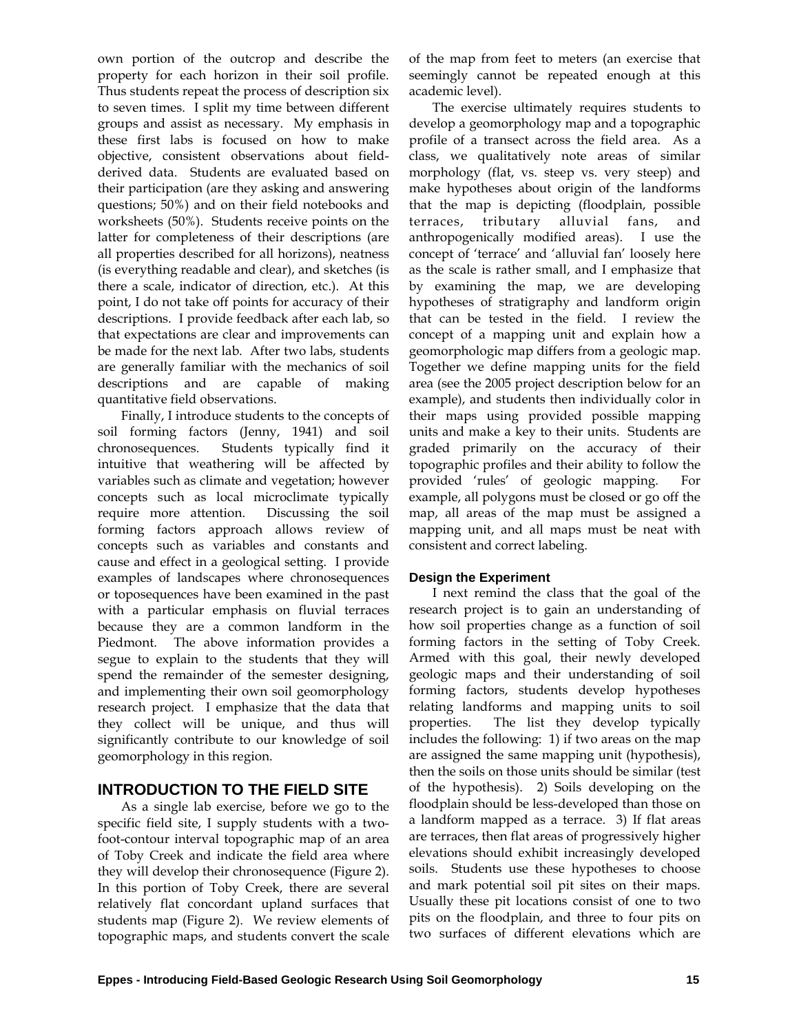own portion of the outcrop and describe the property for each horizon in their soil profile. Thus students repeat the process of description six to seven times. I split my time between different groups and assist as necessary. My emphasis in these first labs is focused on how to make objective, consistent observations about field-derived data. Students are evaluated based on their participation (are they asking and answering questions; 50%) and on their field notebooks and worksheets (50%). Students receive points on the latter for completeness of their descriptions (are all properties described for all horizons), neatness (is everything readable and clear), and sketches (is there a scale, indicator of direction, etc.). At this point, I do not take off points for accuracy of their descriptions. I provide feedback after each lab, so that expectations are clear and improvements can be made for the next lab. After two labs, students are generally familiar with the mechanics of soil descriptions and are capable of making quantitative field observations.

Finally, I introduce students to the concepts of soil forming factors (Jenny, 1941) and soil chronosequences. Students typically find it intuitive that weathering will be affected by variables such as climate and vegetation; however concepts such as local microclimate typically require more attention. Discussing the soil forming factors approach allows review of concepts such as variables and constants and cause and effect in a geological setting. I provide examples of landscapes where chronosequences or toposequences have been examined in the past with a particular emphasis on fluvial terraces because they are a common landform in the Piedmont. The above information provides a segue to explain to the students that they will spend the remainder of the semester designing, and implementing their own soil geomorphology research project. I emphasize that the data that they collect will be unique, and thus will significantly contribute to our knowledge of soil geomorphology in this region.

## INTRODUCTION TO THE FIELD SITE

As a single lab exercise, before we go to the specific field site, I supply students with a two-foot-contour interval topographic map of an area of Toby Creek and indicate the field area where they will develop their chronosequence (Figure 2). In this portion of Toby Creek, there are several relatively flat concordant upland surfaces that students map (Figure 2). We review elements of topographic maps, and students convert the scale of the map from feet to meters (an exercise that seemingly cannot be repeated enough at this academic level).

The exercise ultimately requires students to develop a geomorphology map and a topographic profile of a transect across the field area. As a class, we qualitatively note areas of similar morphology (flat, vs. steep vs. very steep) and make hypotheses about origin of the landforms that the map is depicting (floodplain, possible terraces, tributary alluvial fans, and anthropogenically modified areas). I use the concept of 'terrace' and 'alluvial fan' loosely here as the scale is rather small, and I emphasize that by examining the map, we are developing hypotheses of stratigraphy and landform origin that can be tested in the field. I review the concept of a mapping unit and explain how a geomorphologic map differs from a geologic map. Together we define mapping units for the field area (see the 2005 project description below for an example), and students then individually color in their maps using provided possible mapping units and make a key to their units. Students are graded primarily on the accuracy of their topographic profiles and their ability to follow the provided 'rules' of geologic mapping. For example, all polygons must be closed or go off the map, all areas of the map must be assigned a mapping unit, and all maps must be neat with consistent and correct labeling.

### Design the Experiment

I next remind the class that the goal of the research project is to gain an understanding of how soil properties change as a function of soil forming factors in the setting of Toby Creek. Armed with this goal, their newly developed geologic maps and their understanding of soil forming factors, students develop hypotheses relating landforms and mapping units to soil properties. The list they develop typically includes the following: 1) if two areas on the map are assigned the same mapping unit (hypothesis), then the soils on those units should be similar (test of the hypothesis). 2) Soils developing on the floodplain should be less-developed than those on a landform mapped as a terrace. 3) If flat areas are terraces, then flat areas of progressively higher elevations should exhibit increasingly developed soils. Students use these hypotheses to choose and mark potential soil pit sites on their maps. Usually these pit locations consist of one to two pits on the floodplain, and three to four pits on two surfaces of different elevations which are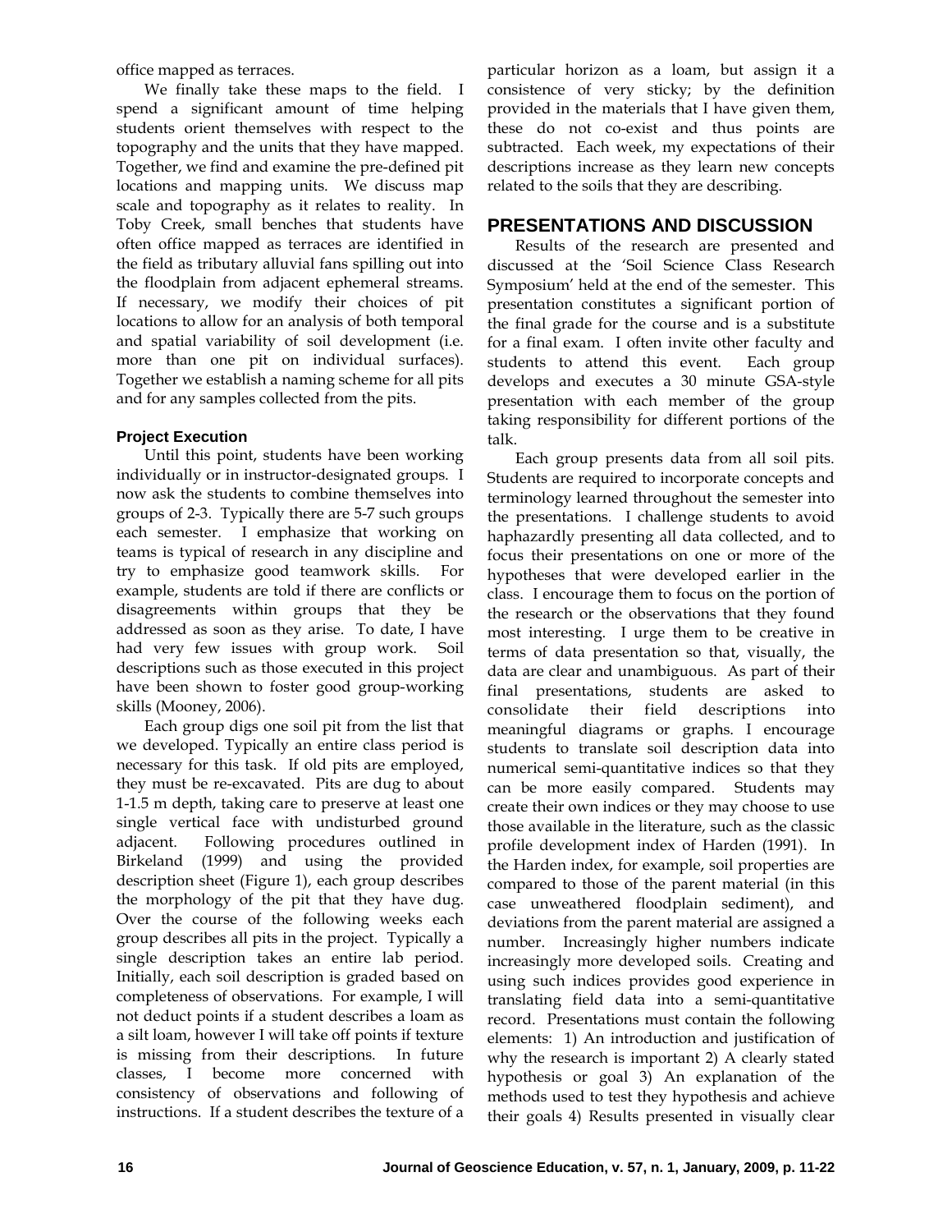office mapped as terraces.

We finally take these maps to the field. I spend a significant amount of time helping students orient themselves with respect to the topography and the units that they have mapped. Together, we find and examine the pre-defined pit locations and mapping units. We discuss map scale and topography as it relates to reality. In Toby Creek, small benches that students have often office mapped as terraces are identified in the field as tributary alluvial fans spilling out into the floodplain from adjacent ephemeral streams. If necessary, we modify their choices of pit locations to allow for an analysis of both temporal and spatial variability of soil development (i.e. more than one pit on individual surfaces). Together we establish a naming scheme for all pits and for any samples collected from the pits.

### Project Execution

Until this point, students have been working individually or in instructor-designated groups. I now ask the students to combine themselves into groups of 2-3. Typically there are 5-7 such groups each semester. I emphasize that working on teams is typical of research in any discipline and try to emphasize good teamwork skills. For example, students are told if there are conflicts or disagreements within groups that they be addressed as soon as they arise. To date, I have had very few issues with group work. Soil descriptions such as those executed in this project have been shown to foster good group-working skills (Mooney, 2006).

Each group digs one soil pit from the list that we developed. Typically an entire class period is necessary for this task. If old pits are employed, they must be re-excavated. Pits are dug to about 1-1.5 m depth, taking care to preserve at least one single vertical face with undisturbed ground adjacent. Following procedures outlined in Birkeland (1999) and using the provided description sheet (Figure 1), each group describes the morphology of the pit that they have dug. Over the course of the following weeks each group describes all pits in the project. Typically a single description takes an entire lab period. Initially, each soil description is graded based on completeness of observations. For example, I will not deduct points if a student describes a loam as a silt loam, however I will take off points if texture is missing from their descriptions. In future classes, I become more concerned with consistency of observations and following of instructions. If a student describes the texture of a particular horizon as a loam, but assign it a consistence of very sticky; by the definition provided in the materials that I have given them, these do not co-exist and thus points are subtracted. Each week, my expectations of their descriptions increase as they learn new concepts related to the soils that they are describing.

## PRESENTATIONS AND DISCUSSION

Results of the research are presented and discussed at the 'Soil Science Class Research Symposium' held at the end of the semester. This presentation constitutes a significant portion of the final grade for the course and is a substitute for a final exam. I often invite other faculty and students to attend this event. Each group develops and executes a 30 minute GSA-style presentation with each member of the group taking responsibility for different portions of the talk.

Each group presents data from all soil pits. Students are required to incorporate concepts and terminology learned throughout the semester into the presentations. I challenge students to avoid haphazardly presenting all data collected, and to focus their presentations on one or more of the hypotheses that were developed earlier in the class. I encourage them to focus on the portion of the research or the observations that they found most interesting. I urge them to be creative in terms of data presentation so that, visually, the data are clear and unambiguous. As part of their final presentations, students are asked to consolidate their field descriptions into meaningful diagrams or graphs. I encourage students to translate soil description data into numerical semi-quantitative indices so that they can be more easily compared. Students may create their own indices or they may choose to use those available in the literature, such as the classic profile development index of Harden (1991). In the Harden index, for example, soil properties are compared to those of the parent material (in this case unweathered floodplain sediment), and deviations from the parent material are assigned a number. Increasingly higher numbers indicate increasingly more developed soils. Creating and using such indices provides good experience in translating field data into a semi-quantitative record. Presentations must contain the following elements: 1) An introduction and justification of why the research is important 2) A clearly stated hypothesis or goal 3) An explanation of the methods used to test they hypothesis and achieve their goals 4) Results presented in visually clear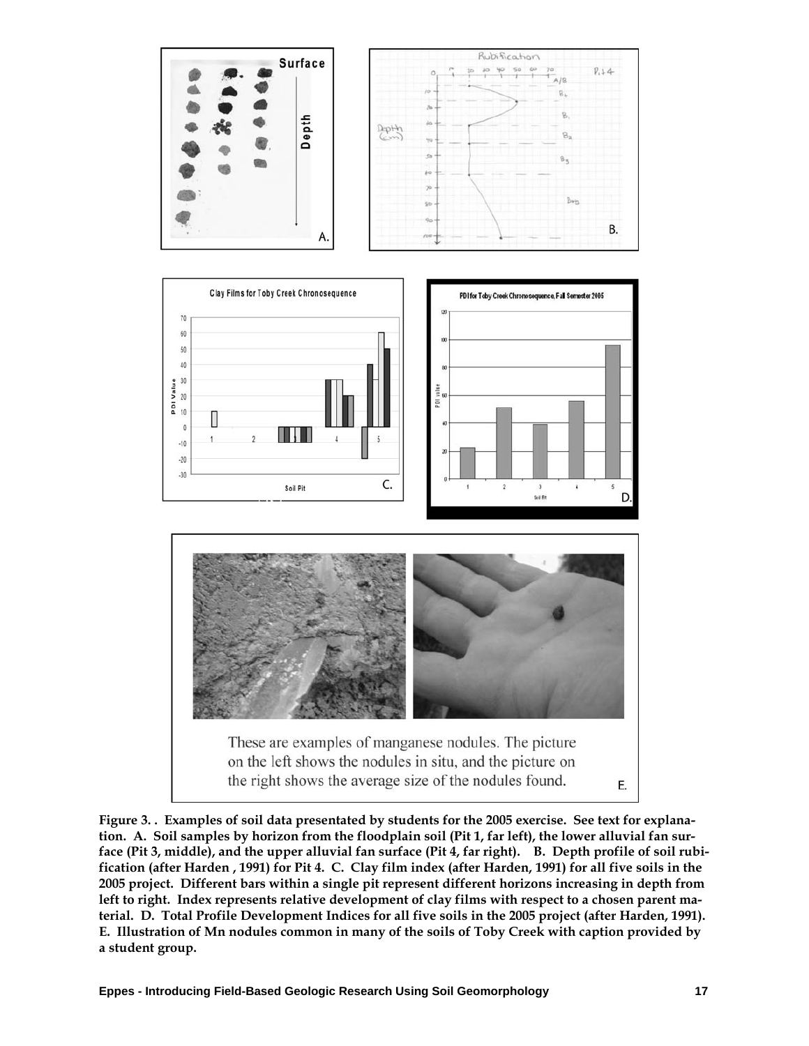**Figure 3. . Examples of soil data presentated by students for the 2005 exercise. See text for explanation. A. Soil samples by horizon from the floodplain soil (Pit 1, far left), the lower alluvial fan surface (Pit 3, middle), and the upper alluvial fan surface (Pit 4, far right). B. Depth profile of soil rubification (after Harden , 1991) for Pit 4. C. Clay film index (after Harden, 1991) for all five soils in the 2005 project. Different bars within a single pit represent different horizons increasing in depth from left to right. Index represents relative development of clay films with respect to a chosen parent material. D. Total Profile Development Indices for all five soils in the 2005 project (after Harden, 1991). E. Illustration of Mn nodules common in many of the soils of Toby Creek with caption provided by a student group.**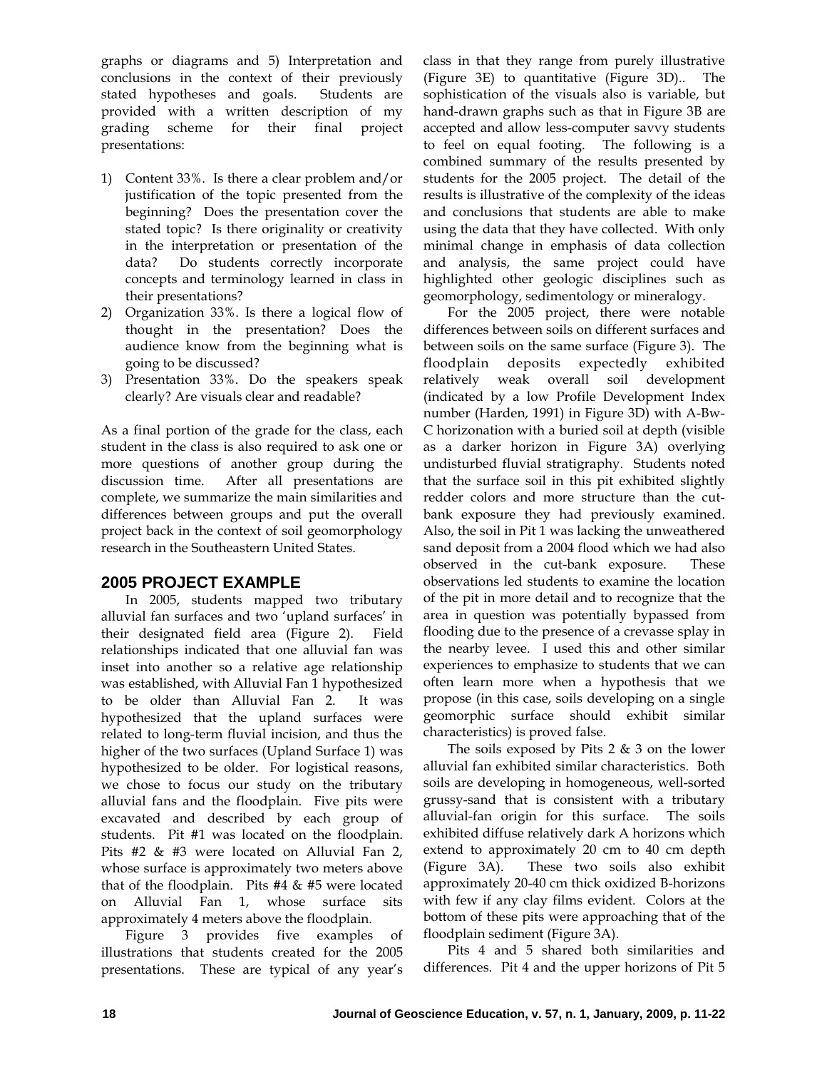graphs or diagrams and 5) Interpretation and conclusions in the context of their previously stated hypotheses and goals. Students are provided with a written description of my grading scheme for their final project presentations:

1) Content 33%. Is there a clear problem and/or justification of the topic presented from the beginning? Does the presentation cover the stated topic? Is there originality or creativity in the interpretation or presentation of the data? Do students correctly incorporate concepts and terminology learned in class in their presentations?
2) Organization 33%. Is there a logical flow of thought in the presentation? Does the audience know from the beginning what is going to be discussed?
3) Presentation 33%. Do the speakers speak clearly? Are visuals clear and readable?

As a final portion of the grade for the class, each student in the class is also required to ask one or more questions of another group during the discussion time. After all presentations are complete, we summarize the main similarities and differences between groups and put the overall project back in the context of soil geomorphology research in the Southeastern United States.

## 2005 PROJECT EXAMPLE

In 2005, students mapped two tributary alluvial fan surfaces and two 'upland surfaces' in their designated field area (Figure 2). Field relationships indicated that one alluvial fan was inset into another so a relative age relationship was established, with Alluvial Fan 1 hypothesized to be older than Alluvial Fan 2. It was hypothesized that the upland surfaces were related to long-term fluvial incision, and thus the higher of the two surfaces (Upland Surface 1) was hypothesized to be older. For logistical reasons, we chose to focus our study on the tributary alluvial fans and the floodplain. Five pits were excavated and described by each group of students. Pit #1 was located on the floodplain. Pits #2 & #3 were located on Alluvial Fan 2, whose surface is approximately two meters above that of the floodplain. Pits #4 & #5 were located on Alluvial Fan 1, whose surface sits approximately 4 meters above the floodplain.

Figure 3 provides five examples of illustrations that students created for the 2005 presentations. These are typical of any year's class in that they range from purely illustrative (Figure 3E) to quantitative (Figure 3D).. The sophistication of the visuals also is variable, but hand-drawn graphs such as that in Figure 3B are accepted and allow less-computer savvy students to feel on equal footing. The following is a combined summary of the results presented by students for the 2005 project. The detail of the results is illustrative of the complexity of the ideas and conclusions that students are able to make using the data that they have collected. With only minimal change in emphasis of data collection and analysis, the same project could have highlighted other geologic disciplines such as geomorphology, sedimentology or mineralogy.

For the 2005 project, there were notable differences between soils on different surfaces and between soils on the same surface (Figure 3). The floodplain deposits expectedly exhibited relatively weak overall soil development (indicated by a low Profile Development Index number (Harden, 1991) in Figure 3D) with A-Bw-C horizonation with a buried soil at depth (visible as a darker horizon in Figure 3A) overlying undisturbed fluvial stratigraphy. Students noted that the surface soil in this pit exhibited slightly redder colors and more structure than the cut-bank exposure they had previously examined. Also, the soil in Pit 1 was lacking the unweathered sand deposit from a 2004 flood which we had also observed in the cut-bank exposure. These observations led students to examine the location of the pit in more detail and to recognize that the area in question was potentially bypassed from flooding due to the presence of a crevasse splay in the nearby levee. I used this and other similar experiences to emphasize to students that we can often learn more when a hypothesis that we propose (in this case, soils developing on a single geomorphic surface should exhibit similar characteristics) is proved false.

The soils exposed by Pits 2 & 3 on the lower alluvial fan exhibited similar characteristics. Both soils are developing in homogeneous, well-sorted grussy-sand that is consistent with a tributary alluvial-fan origin for this surface. The soils exhibited diffuse relatively dark A horizons which extend to approximately 20 cm to 40 cm depth (Figure 3A). These two soils also exhibit approximately 20-40 cm thick oxidized B-horizons with few if any clay films evident. Colors at the bottom of these pits were approaching that of the floodplain sediment (Figure 3A).

Pits 4 and 5 shared both similarities and differences. Pit 4 and the upper horizons of Pit 5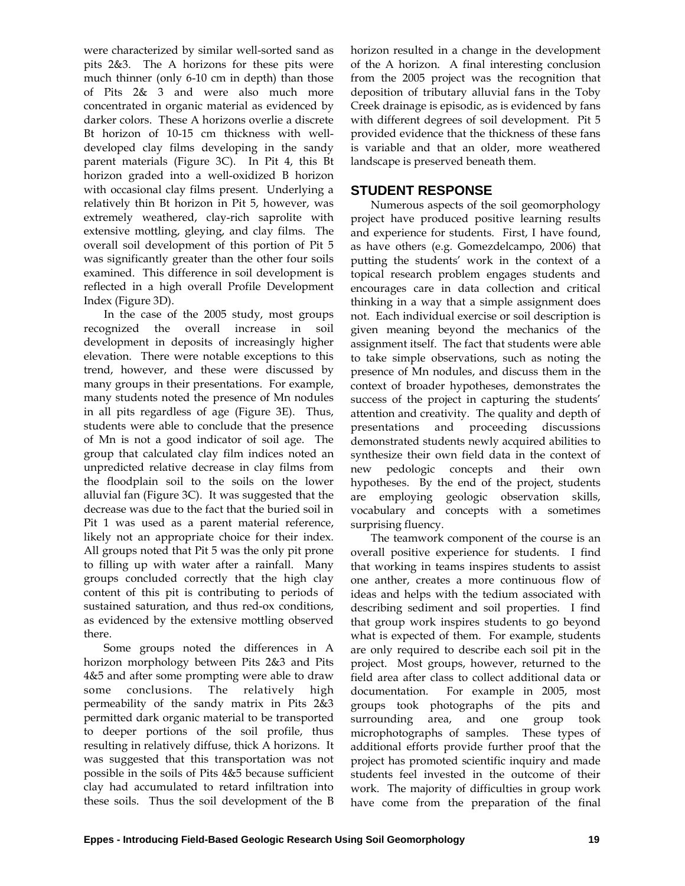were characterized by similar well-sorted sand as pits 2&3. The A horizons for these pits were much thinner (only 6-10 cm in depth) than those of Pits 2& 3 and were also much more concentrated in organic material as evidenced by darker colors. These A horizons overlie a discrete Bt horizon of 10-15 cm thickness with well-developed clay films developing in the sandy parent materials (Figure 3C). In Pit 4, this Bt horizon graded into a well-oxidized B horizon with occasional clay films present. Underlying a relatively thin Bt horizon in Pit 5, however, was extremely weathered, clay-rich saprolite with extensive mottling, gleying, and clay films. The overall soil development of this portion of Pit 5 was significantly greater than the other four soils examined. This difference in soil development is reflected in a high overall Profile Development Index (Figure 3D).

In the case of the 2005 study, most groups recognized the overall increase in soil development in deposits of increasingly higher elevation. There were notable exceptions to this trend, however, and these were discussed by many groups in their presentations. For example, many students noted the presence of Mn nodules in all pits regardless of age (Figure 3E). Thus, students were able to conclude that the presence of Mn is not a good indicator of soil age. The group that calculated clay film indices noted an unpredicted relative decrease in clay films from the floodplain soil to the soils on the lower alluvial fan (Figure 3C). It was suggested that the decrease was due to the fact that the buried soil in Pit 1 was used as a parent material reference, likely not an appropriate choice for their index. All groups noted that Pit 5 was the only pit prone to filling up with water after a rainfall. Many groups concluded correctly that the high clay content of this pit is contributing to periods of sustained saturation, and thus red-ox conditions, as evidenced by the extensive mottling observed there.

Some groups noted the differences in A horizon morphology between Pits 2&3 and Pits 4&5 and after some prompting were able to draw some conclusions. The relatively high permeability of the sandy matrix in Pits 2&3 permitted dark organic material to be transported to deeper portions of the soil profile, thus resulting in relatively diffuse, thick A horizons. It was suggested that this transportation was not possible in the soils of Pits 4&5 because sufficient clay had accumulated to retard infiltration into these soils. Thus the soil development of the B horizon resulted in a change in the development of the A horizon. A final interesting conclusion from the 2005 project was the recognition that deposition of tributary alluvial fans in the Toby Creek drainage is episodic, as is evidenced by fans with different degrees of soil development. Pit 5 provided evidence that the thickness of these fans is variable and that an older, more weathered landscape is preserved beneath them.

## STUDENT RESPONSE

Numerous aspects of the soil geomorphology project have produced positive learning results and experience for students. First, I have found, as have others (e.g. Gomezdelcampo, 2006) that putting the students' work in the context of a topical research problem engages students and encourages care in data collection and critical thinking in a way that a simple assignment does not. Each individual exercise or soil description is given meaning beyond the mechanics of the assignment itself. The fact that students were able to take simple observations, such as noting the presence of Mn nodules, and discuss them in the context of broader hypotheses, demonstrates the success of the project in capturing the students' attention and creativity. The quality and depth of presentations and proceeding discussions demonstrated students newly acquired abilities to synthesize their own field data in the context of new pedologic concepts and their own hypotheses. By the end of the project, students are employing geologic observation skills, vocabulary and concepts with a sometimes surprising fluency.

The teamwork component of the course is an overall positive experience for students. I find that working in teams inspires students to assist one anther, creates a more continuous flow of ideas and helps with the tedium associated with describing sediment and soil properties. I find that group work inspires students to go beyond what is expected of them. For example, students are only required to describe each soil pit in the project. Most groups, however, returned to the field area after class to collect additional data or documentation. For example in 2005, most groups took photographs of the pits and surrounding area, and one group took microphotographs of samples. These types of additional efforts provide further proof that the project has promoted scientific inquiry and made students feel invested in the outcome of their work. The majority of difficulties in group work have come from the preparation of the final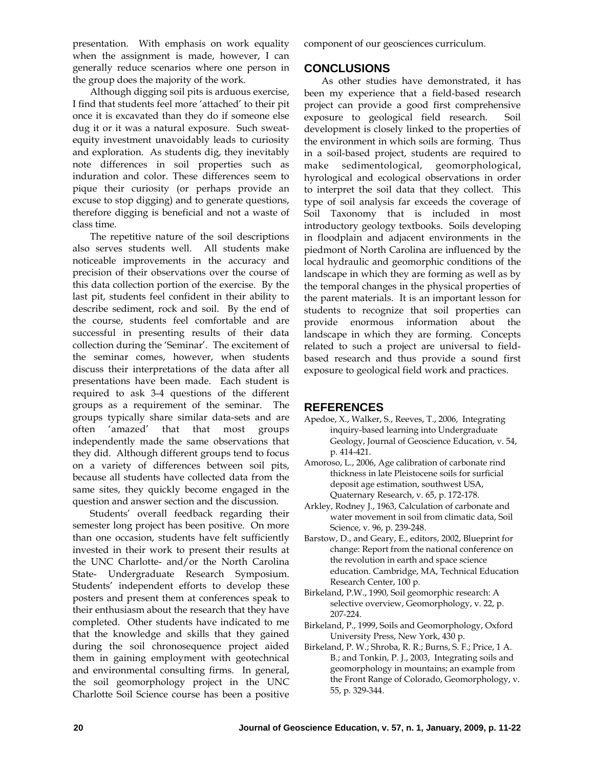presentation. With emphasis on work equality when the assignment is made, however, I can generally reduce scenarios where one person in the group does the majority of the work.

Although digging soil pits is arduous exercise, I find that students feel more 'attached' to their pit once it is excavated than they do if someone else dug it or it was a natural exposure. Such sweat-equity investment unavoidably leads to curiosity and exploration. As students dig, they inevitably note differences in soil properties such as induration and color. These differences seem to pique their curiosity (or perhaps provide an excuse to stop digging) and to generate questions, therefore digging is beneficial and not a waste of class time.

The repetitive nature of the soil descriptions also serves students well. All students make noticeable improvements in the accuracy and precision of their observations over the course of this data collection portion of the exercise. By the last pit, students feel confident in their ability to describe sediment, rock and soil. By the end of the course, students feel comfortable and are successful in presenting results of their data collection during the 'Seminar'. The excitement of the seminar comes, however, when students discuss their interpretations of the data after all presentations have been made. Each student is required to ask 3-4 questions of the different groups as a requirement of the seminar. The groups typically share similar data-sets and are often 'amazed' that that most groups independently made the same observations that they did. Although different groups tend to focus on a variety of differences between soil pits, because all students have collected data from the same sites, they quickly become engaged in the question and answer section and the discussion.

Students' overall feedback regarding their semester long project has been positive. On more than one occasion, students have felt sufficiently invested in their work to present their results at the UNC Charlotte- and/or the North Carolina State- Undergraduate Research Symposium. Students' independent efforts to develop these posters and present them at conferences speak to their enthusiasm about the research that they have completed. Other students have indicated to me that the knowledge and skills that they gained during the soil chronosequence project aided them in gaining employment with geotechnical and environmental consulting firms. In general, the soil geomorphology project in the UNC Charlotte Soil Science course has been a positive component of our geosciences curriculum.

## CONCLUSIONS

As other studies have demonstrated, it has been my experience that a field-based research project can provide a good first comprehensive exposure to geological field research. Soil development is closely linked to the properties of the environment in which soils are forming. Thus in a soil-based project, students are required to make sedimentological, geomorphological, hyrological and ecological observations in order to interpret the soil data that they collect. This type of soil analysis far exceeds the coverage of Soil Taxonomy that is included in most introductory geology textbooks. Soils developing in floodplain and adjacent environments in the piedmont of North Carolina are influenced by the local hydraulic and geomorphic conditions of the landscape in which they are forming as well as by the temporal changes in the physical properties of the parent materials. It is an important lesson for students to recognize that soil properties can provide enormous information about the landscape in which they are forming. Concepts related to such a project are universal to field-based research and thus provide a sound first exposure to geological field work and practices.

## REFERENCES

Apedoe, X., Walker, S., Reeves, T., 2006, Integrating inquiry-based learning into Undergraduate Geology, Journal of Geoscience Education, v. 54, p. 414-421.

Amoroso, L., 2006, Age calibration of carbonate rind thickness in late Pleistocene soils for surficial deposit age estimation, southwest USA, Quaternary Research, v. 65, p. 172-178.

Arkley, Rodney J., 1963, Calculation of carbonate and water movement in soil from climatic data, Soil Science, v. 96, p. 239-248.

Barstow, D., and Geary, E., editors, 2002, Blueprint for change: Report from the national conference on the revolution in earth and space science education. Cambridge, MA, Technical Education Research Center, 100 p.

Birkeland, P.W., 1990, Soil geomorphic research: A selective overview, Geomorphology, v. 22, p. 207-224.

Birkeland, P., 1999, Soils and Geomorphology, Oxford University Press, New York, 430 p.

Birkeland, P. W.; Shroba, R. R.; Burns, S. F.; Price, 1 A. B.; and Tonkin, P. J., 2003, Integrating soils and geomorphology in mountains; an example from the Front Range of Colorado, Geomorphology, v. 55, p. 329-344.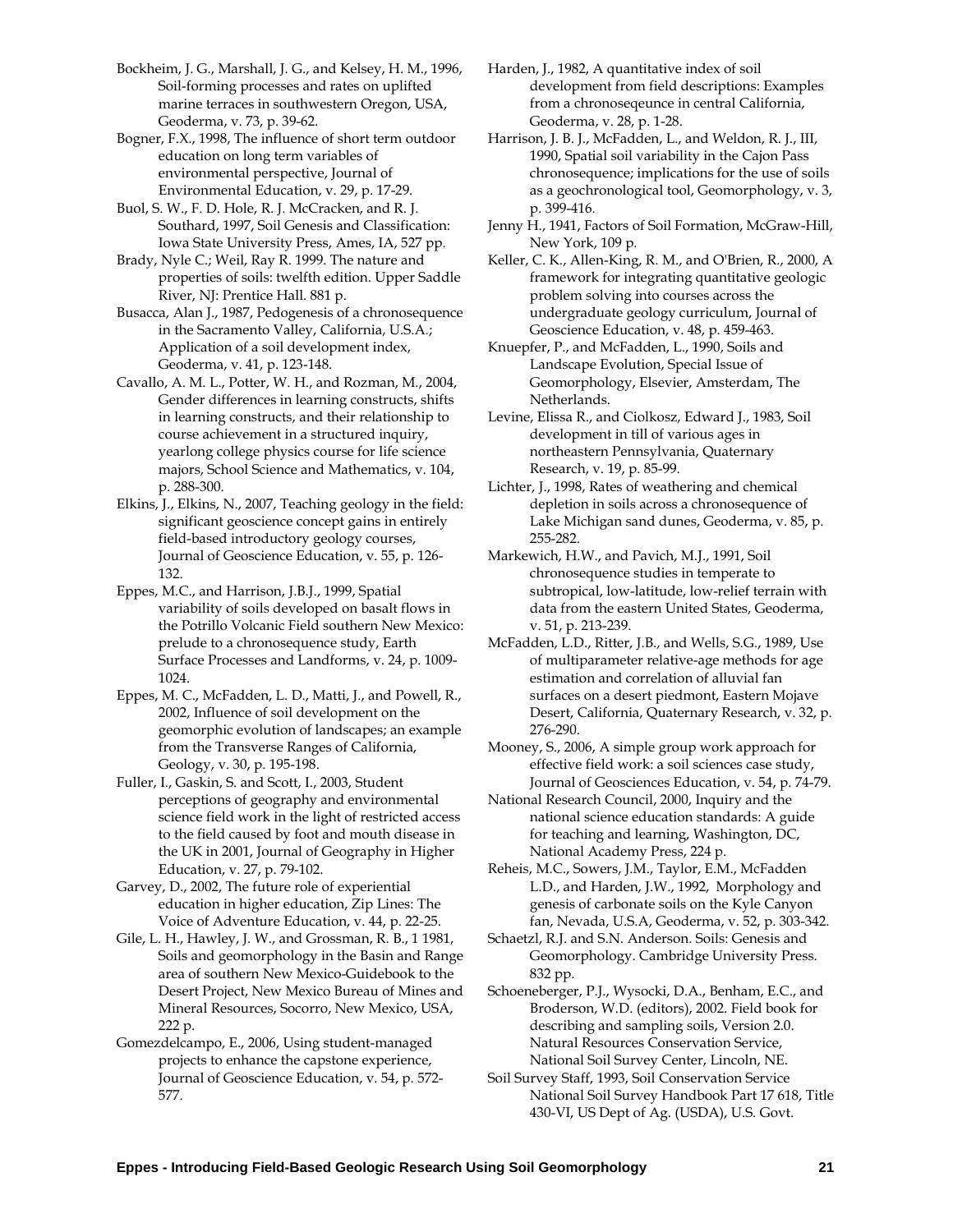Bockheim, J. G., Marshall, J. G., and Kelsey, H. M., 1996, Soil-forming processes and rates on uplifted marine terraces in southwestern Oregon, USA, Geoderma, v. 73, p. 39-62.

Bogner, F.X., 1998, The influence of short term outdoor education on long term variables of environmental perspective, Journal of Environmental Education, v. 29, p. 17-29.

Buol, S. W., F. D. Hole, R. J. McCracken, and R. J. Southard, 1997, Soil Genesis and Classification: Iowa State University Press, Ames, IA, 527 pp.

Brady, Nyle C.; Weil, Ray R. 1999. The nature and properties of soils: twelfth edition. Upper Saddle River, NJ: Prentice Hall. 881 p.

Busacca, Alan J., 1987, Pedogenesis of a chronosequence in the Sacramento Valley, California, U.S.A.; Application of a soil development index, Geoderma, v. 41, p. 123-148.

Cavallo, A. M. L., Potter, W. H., and Rozman, M., 2004, Gender differences in learning constructs, shifts in learning constructs, and their relationship to course achievement in a structured inquiry, yearlong college physics course for life science majors, School Science and Mathematics, v. 104, p. 288-300.

Elkins, J., Elkins, N., 2007, Teaching geology in the field: significant geoscience concept gains in entirely field-based introductory geology courses, Journal of Geoscience Education, v. 55, p. 126-132.

Eppes, M.C., and Harrison, J.B.J., 1999, Spatial variability of soils developed on basalt flows in the Potrillo Volcanic Field southern New Mexico: prelude to a chronosequence study, Earth Surface Processes and Landforms, v. 24, p. 1009-1024.

Eppes, M. C., McFadden, L. D., Matti, J., and Powell, R., 2002, Influence of soil development on the geomorphic evolution of landscapes; an example from the Transverse Ranges of California, Geology, v. 30, p. 195-198.

Fuller, I., Gaskin, S. and Scott, I., 2003, Student perceptions of geography and environmental science field work in the light of restricted access to the field caused by foot and mouth disease in the UK in 2001, Journal of Geography in Higher Education, v. 27, p. 79-102.

Garvey, D., 2002, The future role of experiential education in higher education, Zip Lines: The Voice of Adventure Education, v. 44, p. 22-25.

Gile, L. H., Hawley, J. W., and Grossman, R. B., 1 1981, Soils and geomorphology in the Basin and Range area of southern New Mexico-Guidebook to the Desert Project, New Mexico Bureau of Mines and Mineral Resources, Socorro, New Mexico, USA, 222 p.

Gomezdelcampo, E., 2006, Using student-managed projects to enhance the capstone experience, Journal of Geoscience Education, v. 54, p. 572-577.

Harden, J., 1982, A quantitative index of soil development from field descriptions: Examples from a chronoseqeunce in central California, Geoderma, v. 28, p. 1-28.

Harrison, J. B. J., McFadden, L., and Weldon, R. J., III, 1990, Spatial soil variability in the Cajon Pass chronosequence; implications for the use of soils as a geochronological tool, Geomorphology, v. 3, p. 399-416.

Jenny H., 1941, Factors of Soil Formation, McGraw-Hill, New York, 109 p.

Keller, C. K., Allen-King, R. M., and O'Brien, R., 2000, A framework for integrating quantitative geologic problem solving into courses across the undergraduate geology curriculum, Journal of Geoscience Education, v. 48, p. 459-463.

Knuepfer, P., and McFadden, L., 1990, Soils and Landscape Evolution, Special Issue of Geomorphology, Elsevier, Amsterdam, The Netherlands.

Levine, Elissa R., and Ciolkosz, Edward J., 1983, Soil development in till of various ages in northeastern Pennsylvania, Quaternary Research, v. 19, p. 85-99.

Lichter, J., 1998, Rates of weathering and chemical depletion in soils across a chronosequence of Lake Michigan sand dunes, Geoderma, v. 85, p. 255-282.

Markewich, H.W., and Pavich, M.J., 1991, Soil chronosequence studies in temperate to subtropical, low-latitude, low-relief terrain with data from the eastern United States, Geoderma, v. 51, p. 213-239.

McFadden, L.D., Ritter, J.B., and Wells, S.G., 1989, Use of multiparameter relative-age methods for age estimation and correlation of alluvial fan surfaces on a desert piedmont, Eastern Mojave Desert, California, Quaternary Research, v. 32, p. 276-290.

Mooney, S., 2006, A simple group work approach for effective field work: a soil sciences case study, Journal of Geosciences Education, v. 54, p. 74-79.

National Research Council, 2000, Inquiry and the national science education standards: A guide for teaching and learning, Washington, DC, National Academy Press, 224 p.

Reheis, M.C., Sowers, J.M., Taylor, E.M., McFadden L.D., and Harden, J.W., 1992, Morphology and genesis of carbonate soils on the Kyle Canyon fan, Nevada, U.S.A, Geoderma, v. 52, p. 303-342.

Schaetzl, R.J. and S.N. Anderson. Soils: Genesis and Geomorphology. Cambridge University Press. 832 pp.

Schoeneberger, P.J., Wysocki, D.A., Benham, E.C., and Broderson, W.D. (editors), 2002. Field book for describing and sampling soils, Version 2.0. Natural Resources Conservation Service, National Soil Survey Center, Lincoln, NE.

Soil Survey Staff, 1993, Soil Conservation Service National Soil Survey Handbook Part 17 618, Title 430-VI, US Dept of Ag. (USDA), U.S. Govt.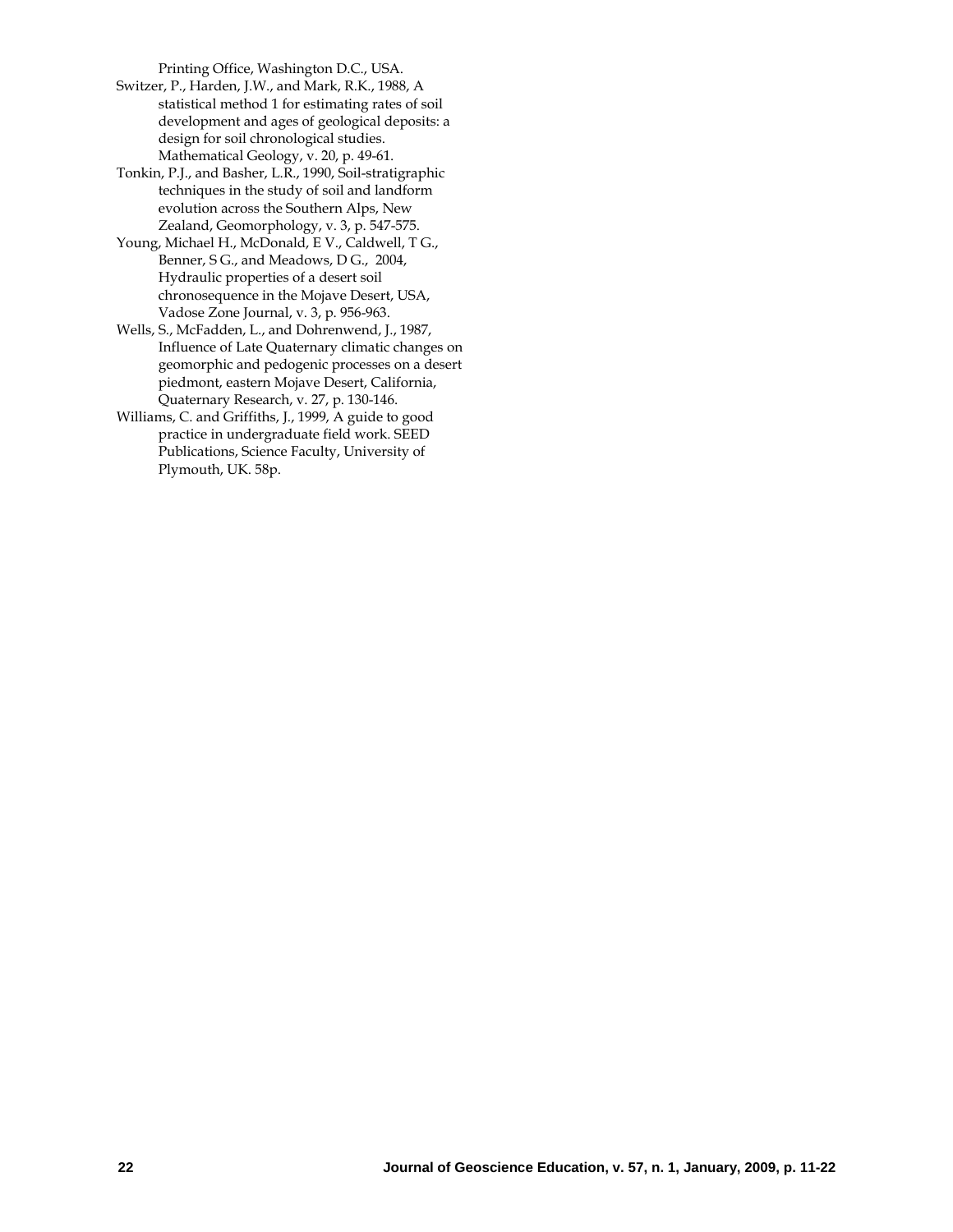Printing Office, Washington D.C., USA.

Switzer, P., Harden, J.W., and Mark, R.K., 1988, A statistical method 1 for estimating rates of soil development and ages of geological deposits: a design for soil chronological studies. Mathematical Geology, v. 20, p. 49-61.

Tonkin, P.J., and Basher, L.R., 1990, Soil-stratigraphic techniques in the study of soil and landform evolution across the Southern Alps, New Zealand, Geomorphology, v. 3, p. 547-575.

Young, Michael H., McDonald, E V., Caldwell, T G., Benner, S G., and Meadows, D G., 2004, Hydraulic properties of a desert soil chronosequence in the Mojave Desert, USA, Vadose Zone Journal, v. 3, p. 956-963.

Wells, S., McFadden, L., and Dohrenwend, J., 1987, Influence of Late Quaternary climatic changes on geomorphic and pedogenic processes on a desert piedmont, eastern Mojave Desert, California, Quaternary Research, v. 27, p. 130-146.

Williams, C. and Griffiths, J., 1999, A guide to good practice in undergraduate field work. SEED Publications, Science Faculty, University of Plymouth, UK. 58p.